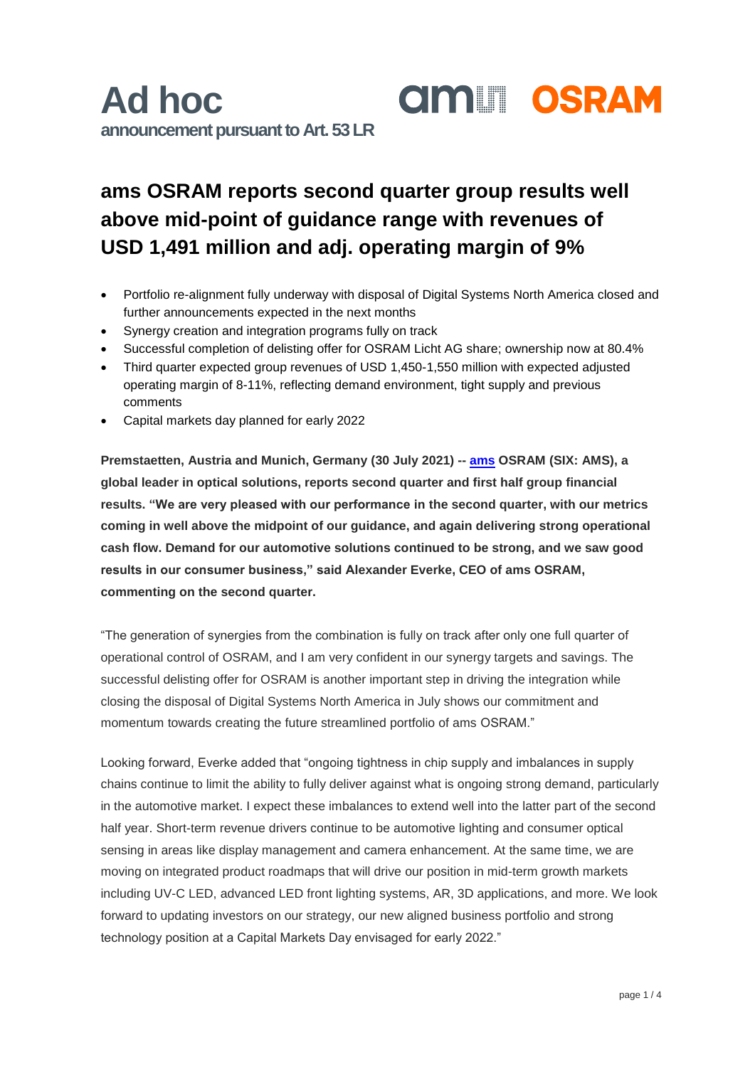# Ad hoc

**announcement pursuant to Art. 53 LR**

## ams OSRAM reports second quarter group results well above mid-point of guidance range with revenues of USD 1,491 million and adj. operating margin of 9%

- Portfolio re-alignment fully underway with disposal of Digital Systems North America closed and further announcements expected in the next months
- Synergy creation and integration programs fully on track
- Successful completion of delisting offer for OSRAM Licht AG share; ownership now at 80.4%
- Third quarter expected group revenues of USD 1,450-1,550 million with expected adjusted operating margin of 8-11%, reflecting demand environment, tight supply and previous comments
- Capital markets day planned for early 2022

**Premstaetten, Austria and Munich, Germany (30 July 2021) -- ams OSRAM (SIX: AMS), a global leader in optical solutions, reports second quarter and first half group financial results. "We are very pleased with our performance in the second quarter, with our metrics coming in well above the midpoint of our guidance, and again delivering strong operational cash flow. Demand for our automotive solutions continued to be strong, and we saw good results in our consumer business," said Alexander Everke, CEO of ams OSRAM, commenting on the second quarter.**

"The generation of synergies from the combination is fully on track after only one full quarter of operational control of OSRAM, and I am very confident in our synergy targets and savings. The successful delisting offer for OSRAM is another important step in driving the integration while closing the disposal of Digital Systems North America in July shows our commitment and momentum towards creating the future streamlined portfolio of ams OSRAM."

Looking forward, Everke added that "ongoing tightness in chip supply and imbalances in supply chains continue to limit the ability to fully deliver against what is ongoing strong demand, particularly in the automotive market. I expect these imbalances to extend well into the latter part of the second half year. Short-term revenue drivers continue to be automotive lighting and consumer optical sensing in areas like display management and camera enhancement. At the same time, we are moving on integrated product roadmaps that will drive our position in mid-term growth markets including UV-C LED, advanced LED front lighting systems, AR, 3D applications, and more. We look forward to updating investors on our strategy, our new aligned business portfolio and strong technology position at a Capital Markets Day envisaged for early 2022."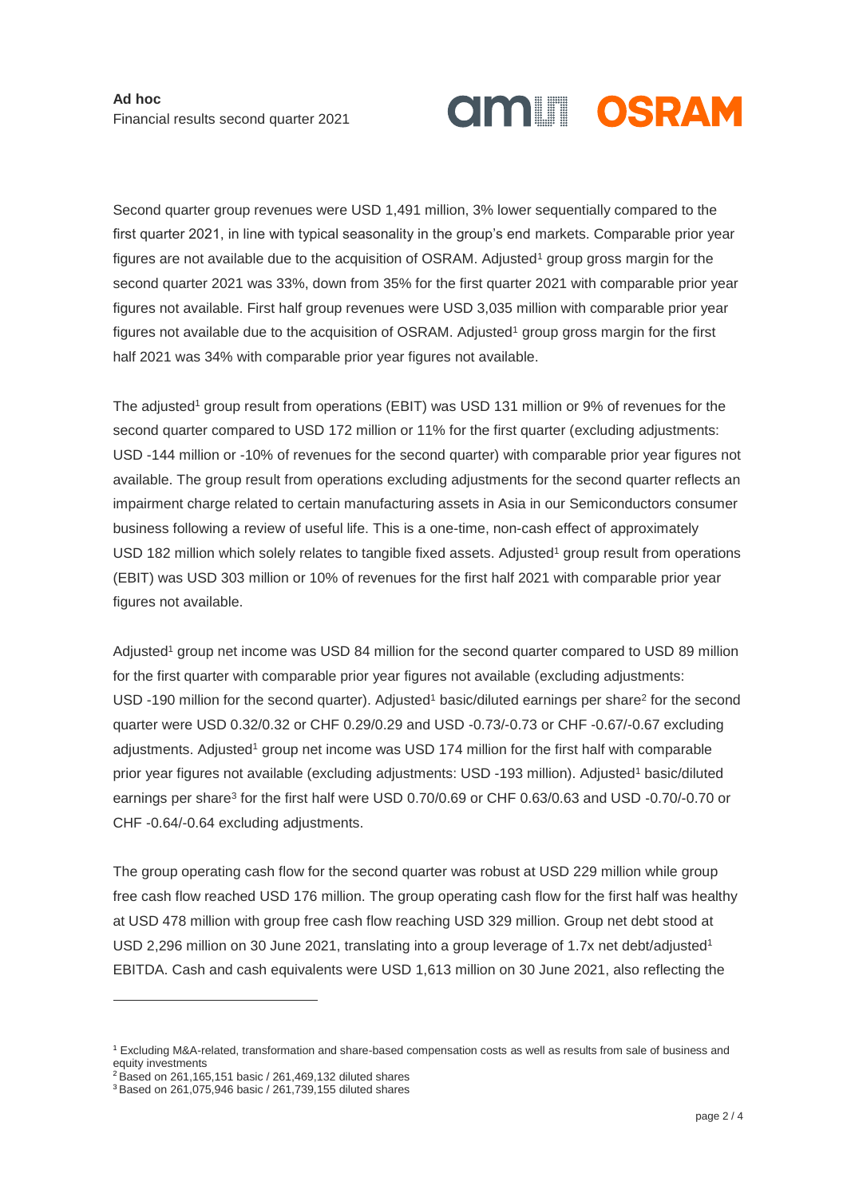**Ad hoc**
Financial results second quarter 2021

Second quarter group revenues were USD 1,491 million, 3% lower sequentially compared to the first quarter 2021, in line with typical seasonality in the group's end markets. Comparable prior year figures are not available due to the acquisition of OSRAM. Adjusted[1] group gross margin for the second quarter 2021 was 33%, down from 35% for the first quarter 2021 with comparable prior year figures not available. First half group revenues were USD 3,035 million with comparable prior year figures not available due to the acquisition of OSRAM. Adjusted[1] group gross margin for the first half 2021 was 34% with comparable prior year figures not available.

The adjusted[1] group result from operations (EBIT) was USD 131 million or 9% of revenues for the second quarter compared to USD 172 million or 11% for the first quarter (excluding adjustments: USD -144 million or -10% of revenues for the second quarter) with comparable prior year figures not available. The group result from operations excluding adjustments for the second quarter reflects an impairment charge related to certain manufacturing assets in Asia in our Semiconductors consumer business following a review of useful life. This is a one-time, non-cash effect of approximately USD 182 million which solely relates to tangible fixed assets. Adjusted[1] group result from operations (EBIT) was USD 303 million or 10% of revenues for the first half 2021 with comparable prior year figures not available.

Adjusted[1] group net income was USD 84 million for the second quarter compared to USD 89 million for the first quarter with comparable prior year figures not available (excluding adjustments: USD -190 million for the second quarter). Adjusted[1] basic/diluted earnings per share[2] for the second quarter were USD 0.32/0.32 or CHF 0.29/0.29 and USD -0.73/-0.73 or CHF -0.67/-0.67 excluding adjustments. Adjusted[1] group net income was USD 174 million for the first half with comparable prior year figures not available (excluding adjustments: USD -193 million). Adjusted[1] basic/diluted earnings per share[3] for the first half were USD 0.70/0.69 or CHF 0.63/0.63 and USD -0.70/-0.70 or CHF -0.64/-0.64 excluding adjustments.

The group operating cash flow for the second quarter was robust at USD 229 million while group free cash flow reached USD 176 million. The group operating cash flow for the first half was healthy at USD 478 million with group free cash flow reaching USD 329 million. Group net debt stood at USD 2,296 million on 30 June 2021, translating into a group leverage of 1.7x net debt/adjusted[1] EBITDA. Cash and cash equivalents were USD 1,613 million on 30 June 2021, also reflecting the

---

[1] Excluding M&A-related, transformation and share-based compensation costs as well as results from sale of business and equity investments

[2] Based on 261,165,151 basic / 261,469,132 diluted shares

[3] Based on 261,075,946 basic / 261,739,155 diluted shares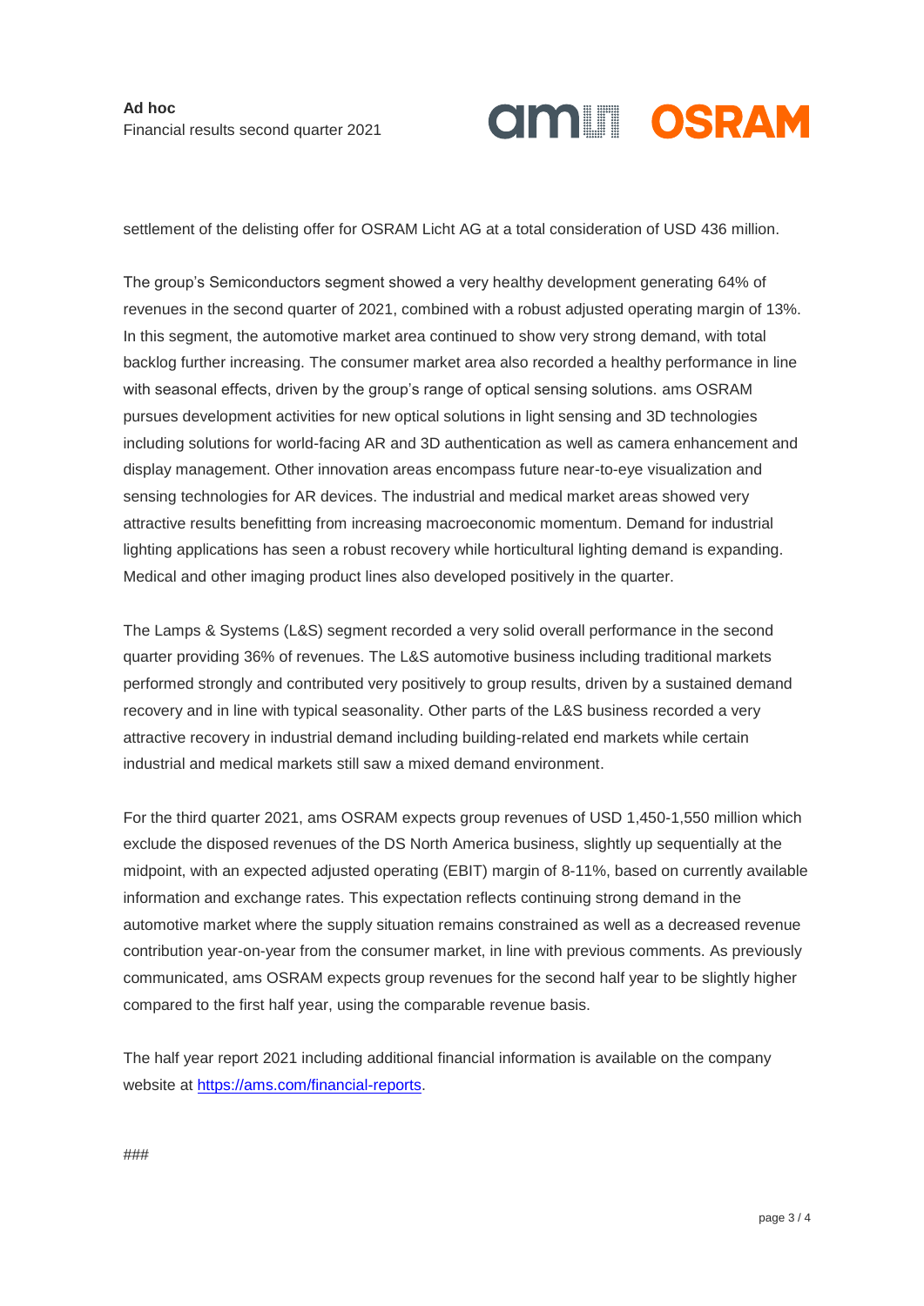settlement of the delisting offer for OSRAM Licht AG at a total consideration of USD 436 million.

The group's Semiconductors segment showed a very healthy development generating 64% of revenues in the second quarter of 2021, combined with a robust adjusted operating margin of 13%. In this segment, the automotive market area continued to show very strong demand, with total backlog further increasing. The consumer market area also recorded a healthy performance in line with seasonal effects, driven by the group's range of optical sensing solutions. ams OSRAM pursues development activities for new optical solutions in light sensing and 3D technologies including solutions for world-facing AR and 3D authentication as well as camera enhancement and display management. Other innovation areas encompass future near-to-eye visualization and sensing technologies for AR devices. The industrial and medical market areas showed very attractive results benefitting from increasing macroeconomic momentum. Demand for industrial lighting applications has seen a robust recovery while horticultural lighting demand is expanding. Medical and other imaging product lines also developed positively in the quarter.

The Lamps & Systems (L&S) segment recorded a very solid overall performance in the second quarter providing 36% of revenues. The L&S automotive business including traditional markets performed strongly and contributed very positively to group results, driven by a sustained demand recovery and in line with typical seasonality. Other parts of the L&S business recorded a very attractive recovery in industrial demand including building-related end markets while certain industrial and medical markets still saw a mixed demand environment.

For the third quarter 2021, ams OSRAM expects group revenues of USD 1,450-1,550 million which exclude the disposed revenues of the DS North America business, slightly up sequentially at the midpoint, with an expected adjusted operating (EBIT) margin of 8-11%, based on currently available information and exchange rates. This expectation reflects continuing strong demand in the automotive market where the supply situation remains constrained as well as a decreased revenue contribution year-on-year from the consumer market, in line with previous comments. As previously communicated, ams OSRAM expects group revenues for the second half year to be slightly higher compared to the first half year, using the comparable revenue basis.

The half year report 2021 including additional financial information is available on the company website at https://ams.com/financial-reports.

###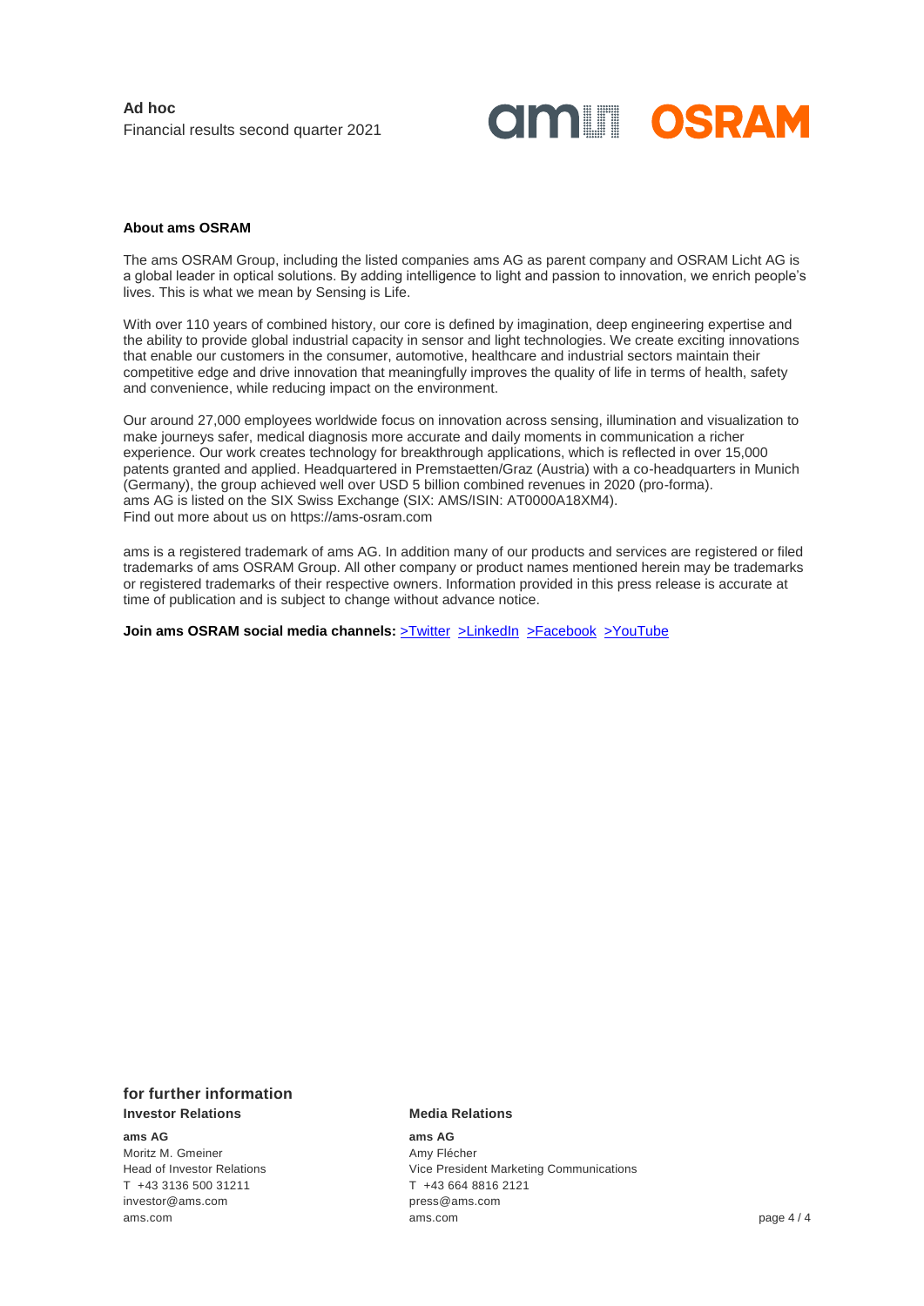## About ams OSRAM

The ams OSRAM Group, including the listed companies ams AG as parent company and OSRAM Licht AG is a global leader in optical solutions. By adding intelligence to light and passion to innovation, we enrich people's lives. This is what we mean by Sensing is Life.

With over 110 years of combined history, our core is defined by imagination, deep engineering expertise and the ability to provide global industrial capacity in sensor and light technologies. We create exciting innovations that enable our customers in the consumer, automotive, healthcare and industrial sectors maintain their competitive edge and drive innovation that meaningfully improves the quality of life in terms of health, safety and convenience, while reducing impact on the environment.

Our around 27,000 employees worldwide focus on innovation across sensing, illumination and visualization to make journeys safer, medical diagnosis more accurate and daily moments in communication a richer experience. Our work creates technology for breakthrough applications, which is reflected in over 15,000 patents granted and applied. Headquartered in Premstaetten/Graz (Austria) with a co-headquarters in Munich (Germany), the group achieved well over USD 5 billion combined revenues in 2020 (pro-forma).
ams AG is listed on the SIX Swiss Exchange (SIX: AMS/ISIN: AT0000A18XM4).
Find out more about us on https://ams-osram.com

ams is a registered trademark of ams AG. In addition many of our products and services are registered or filed trademarks of ams OSRAM Group. All other company or product names mentioned herein may be trademarks or registered trademarks of their respective owners. Information provided in this press release is accurate at time of publication and is subject to change without advance notice.

**Join ams OSRAM social media channels:** >Twitter >LinkedIn >Facebook >YouTube

### for further information

**Investor Relations**

**ams AG**
Moritz M. Gmeiner
Head of Investor Relations
T +43 3136 500 31211
investor@ams.com
ams.com

**Media Relations**

**ams AG**
Amy Flécher
Vice President Marketing Communications
T +43 664 8816 2121
press@ams.com
ams.com